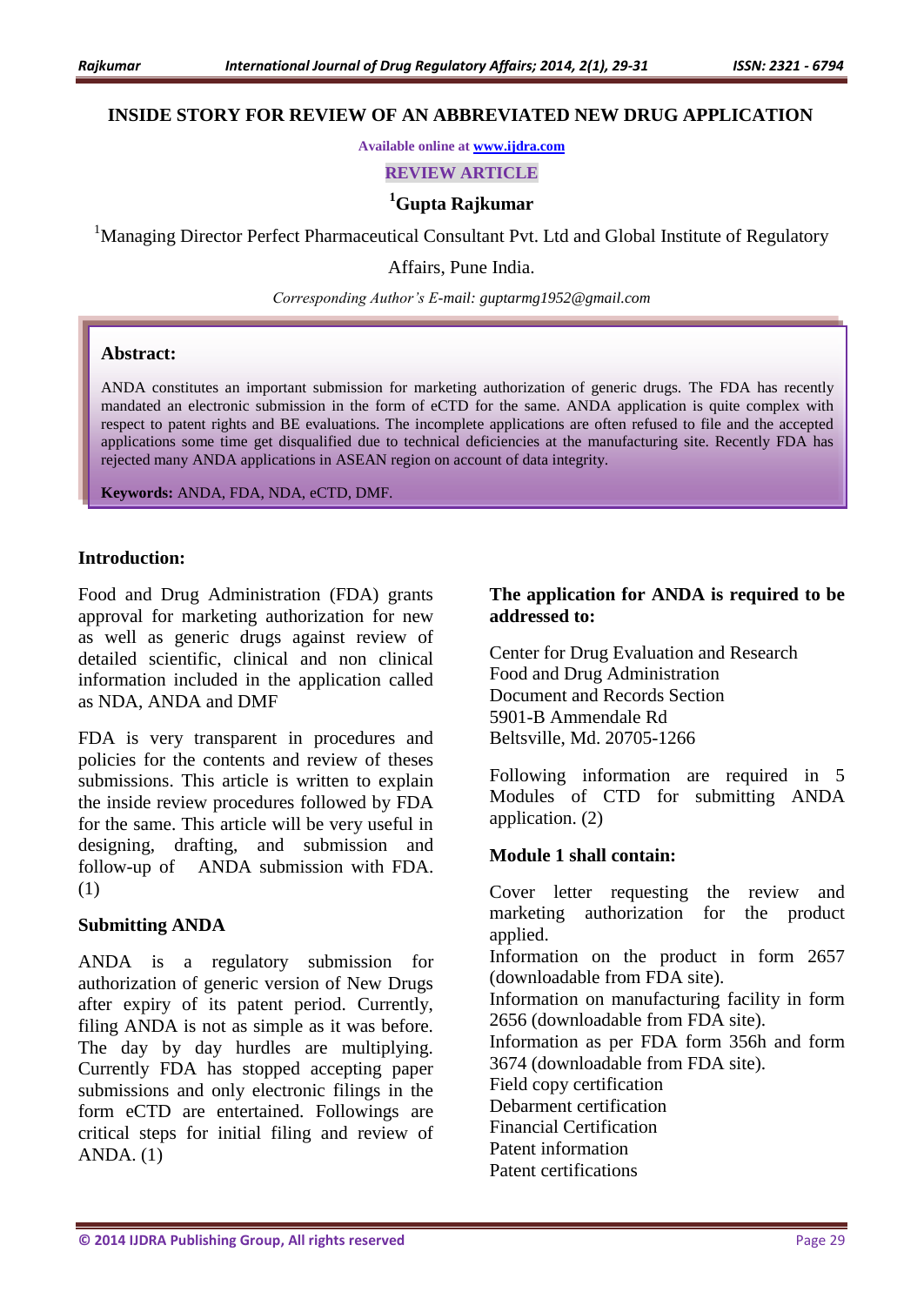# INSIDE STORY FOR REVIEW OF AN ABBREVIATED NEW DRUG APPLICATION

Available online at www.ijdra.com

REVIEW ARTICLE

**[1]Gupta Rajkumar**

[1]Managing Director Perfect Pharmaceutical Consultant Pvt. Ltd and Global Institute of Regulatory Affairs, Pune India.

*Corresponding Author's E-mail: guptarmg1952@gmail.com*

## Abstract:

ANDA constitutes an important submission for marketing authorization of generic drugs. The FDA has recently mandated an electronic submission in the form of eCTD for the same. ANDA application is quite complex with respect to patent rights and BE evaluations. The incomplete applications are often refused to file and the accepted applications some time get disqualified due to technical deficiencies at the manufacturing site. Recently FDA has rejected many ANDA applications in ASEAN region on account of data integrity.

**Keywords:** ANDA, FDA, NDA, eCTD, DMF.

## Introduction:

Food and Drug Administration (FDA) grants approval for marketing authorization for new as well as generic drugs against review of detailed scientific, clinical and non clinical information included in the application called as NDA, ANDA and DMF

FDA is very transparent in procedures and policies for the contents and review of theses submissions. This article is written to explain the inside review procedures followed by FDA for the same. This article will be very useful in designing, drafting, and submission and follow-up of ANDA submission with FDA. (1)

## Submitting ANDA

ANDA is a regulatory submission for authorization of generic version of New Drugs after expiry of its patent period. Currently, filing ANDA is not as simple as it was before. The day by day hurdles are multiplying. Currently FDA has stopped accepting paper submissions and only electronic filings in the form eCTD are entertained. Followings are critical steps for initial filing and review of ANDA. (1)

## The application for ANDA is required to be addressed to:

Center for Drug Evaluation and Research
Food and Drug Administration
Document and Records Section
5901-B Ammendale Rd
Beltsville, Md. 20705-1266

Following information are required in 5 Modules of CTD for submitting ANDA application. (2)

## Module 1 shall contain:

Cover letter requesting the review and marketing authorization for the product applied.
Information on the product in form 2657 (downloadable from FDA site).
Information on manufacturing facility in form 2656 (downloadable from FDA site).
Information as per FDA form 356h and form 3674 (downloadable from FDA site).
Field copy certification
Debarment certification
Financial Certification
Patent information
Patent certifications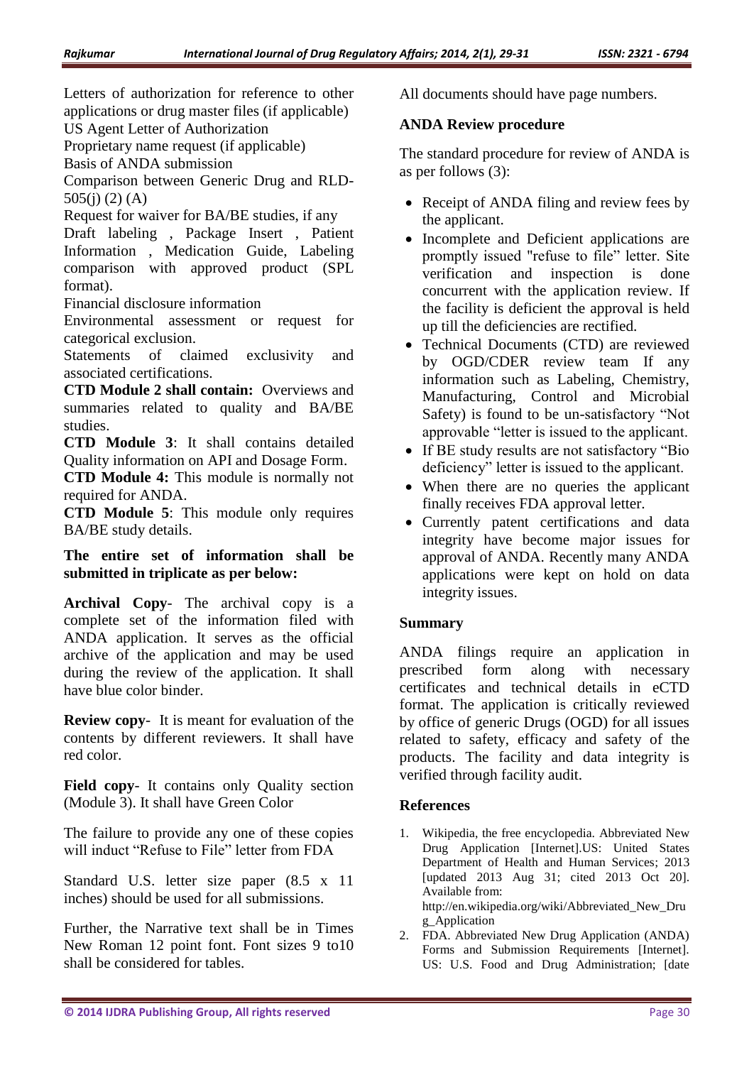Letters of authorization for reference to other applications or drug master files (if applicable)
US Agent Letter of Authorization
Proprietary name request (if applicable)
Basis of ANDA submission
Comparison between Generic Drug and RLD-505(j) (2) (A)
Request for waiver for BA/BE studies, if any
Draft labeling , Package Insert , Patient Information , Medication Guide, Labeling comparison with approved product (SPL format).
Financial disclosure information
Environmental assessment or request for categorical exclusion.
Statements of claimed exclusivity and associated certifications.

**CTD Module 2 shall contain:** Overviews and summaries related to quality and BA/BE studies.

**CTD Module 3**: It shall contains detailed Quality information on API and Dosage Form.

**CTD Module 4:** This module is normally not required for ANDA.

**CTD Module 5**: This module only requires BA/BE study details.

**The entire set of information shall be submitted in triplicate as per below:**

**Archival Copy**- The archival copy is a complete set of the information filed with ANDA application. It serves as the official archive of the application and may be used during the review of the application. It shall have blue color binder.

**Review copy**- It is meant for evaluation of the contents by different reviewers. It shall have red color.

**Field copy**- It contains only Quality section (Module 3). It shall have Green Color

The failure to provide any one of these copies will induct "Refuse to File" letter from FDA

Standard U.S. letter size paper (8.5 x 11 inches) should be used for all submissions.

Further, the Narrative text shall be in Times New Roman 12 point font. Font sizes 9 to10 shall be considered for tables.

All documents should have page numbers.

### ANDA Review procedure

The standard procedure for review of ANDA is as per follows (3):

- Receipt of ANDA filing and review fees by the applicant.
- Incomplete and Deficient applications are promptly issued "refuse to file" letter. Site verification and inspection is done concurrent with the application review. If the facility is deficient the approval is held up till the deficiencies are rectified.
- Technical Documents (CTD) are reviewed by OGD/CDER review team If any information such as Labeling, Chemistry, Manufacturing, Control and Microbial Safety) is found to be un-satisfactory "Not approvable "letter is issued to the applicant.
- If BE study results are not satisfactory "Bio deficiency" letter is issued to the applicant.
- When there are no queries the applicant finally receives FDA approval letter.
- Currently patent certifications and data integrity have become major issues for approval of ANDA. Recently many ANDA applications were kept on hold on data integrity issues.

### Summary

ANDA filings require an application in prescribed form along with necessary certificates and technical details in eCTD format. The application is critically reviewed by office of generic Drugs (OGD) for all issues related to safety, efficacy and safety of the products. The facility and data integrity is verified through facility audit.

### References

1. Wikipedia, the free encyclopedia. Abbreviated New Drug Application [Internet].US: United States Department of Health and Human Services; 2013 [updated 2013 Aug 31; cited 2013 Oct 20]. Available from: http://en.wikipedia.org/wiki/Abbreviated_New_Drug_Application
2. FDA. Abbreviated New Drug Application (ANDA) Forms and Submission Requirements [Internet]. US: U.S. Food and Drug Administration; [date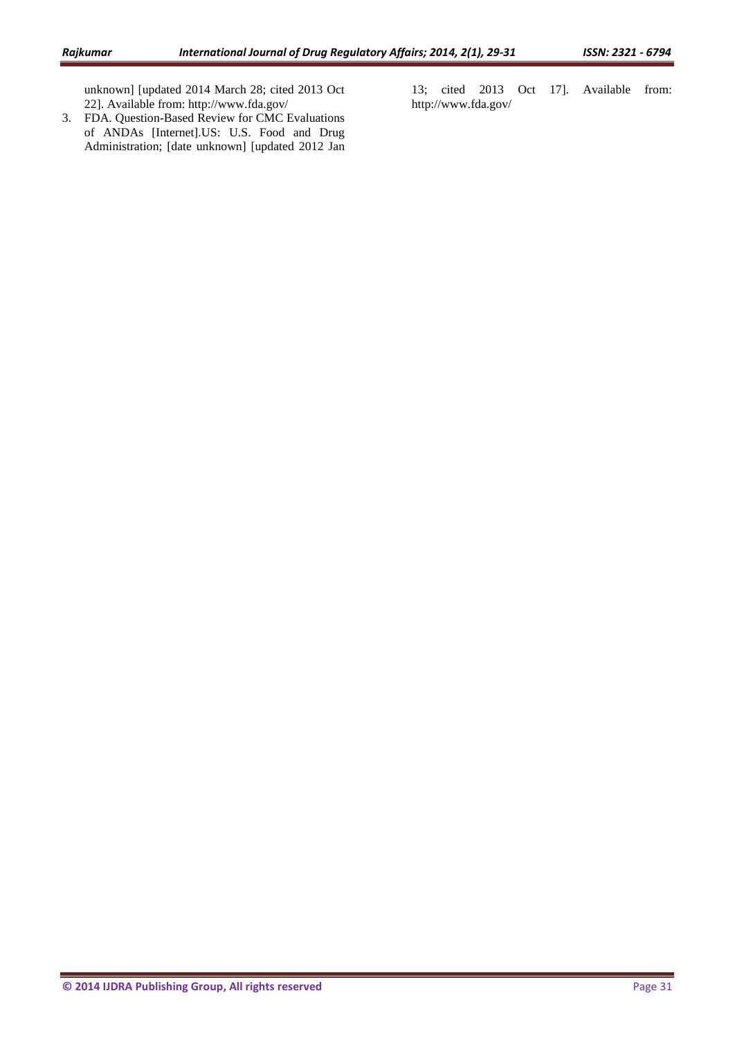unknown] [updated 2014 March 28; cited 2013 Oct 22]. Available from: http://www.fda.gov/

3. FDA. Question-Based Review for CMC Evaluations of ANDAs [Internet].US: U.S. Food and Drug Administration; [date unknown] [updated 2012 Jan 13; cited 2013 Oct 17]. Available from: http://www.fda.gov/